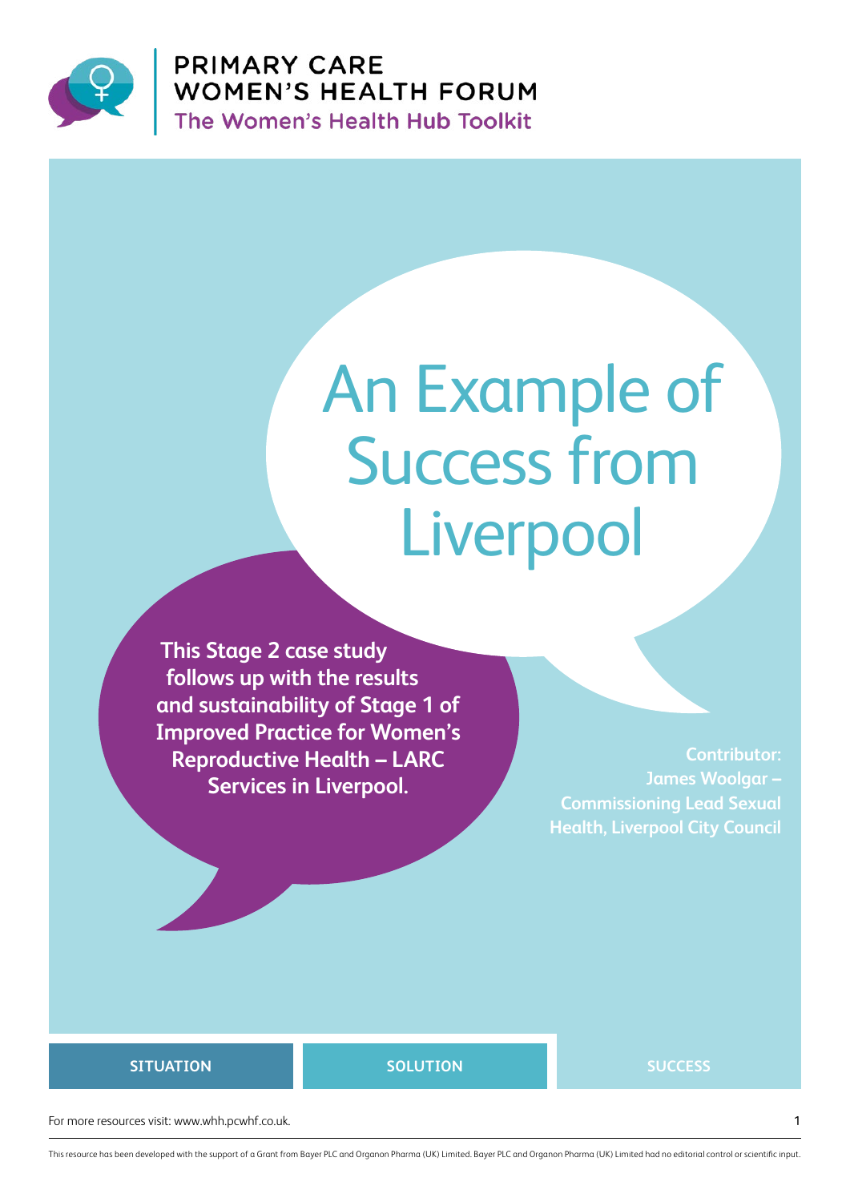PRIMARY CARE
WOMEN'S HEALTH FORUM
The Women's Health Hub Toolkit

# An Example of Success from Liverpool

**This Stage 2 case study follows up with the results and sustainability of Stage 1 of Improved Practice for Women's Reproductive Health – LARC Services in Liverpool.**

**Contributor: James Woolgar – Commissioning Lead Sexual Health, Liverpool City Council**

SITUATION | SOLUTION | SUCCESS

For more resources visit: www.whh.pcwhf.co.uk.

This resource has been developed with the support of a Grant from Bayer PLC and Organon Pharma (UK) Limited. Bayer PLC and Organon Pharma (UK) Limited had no editorial control or scientific input.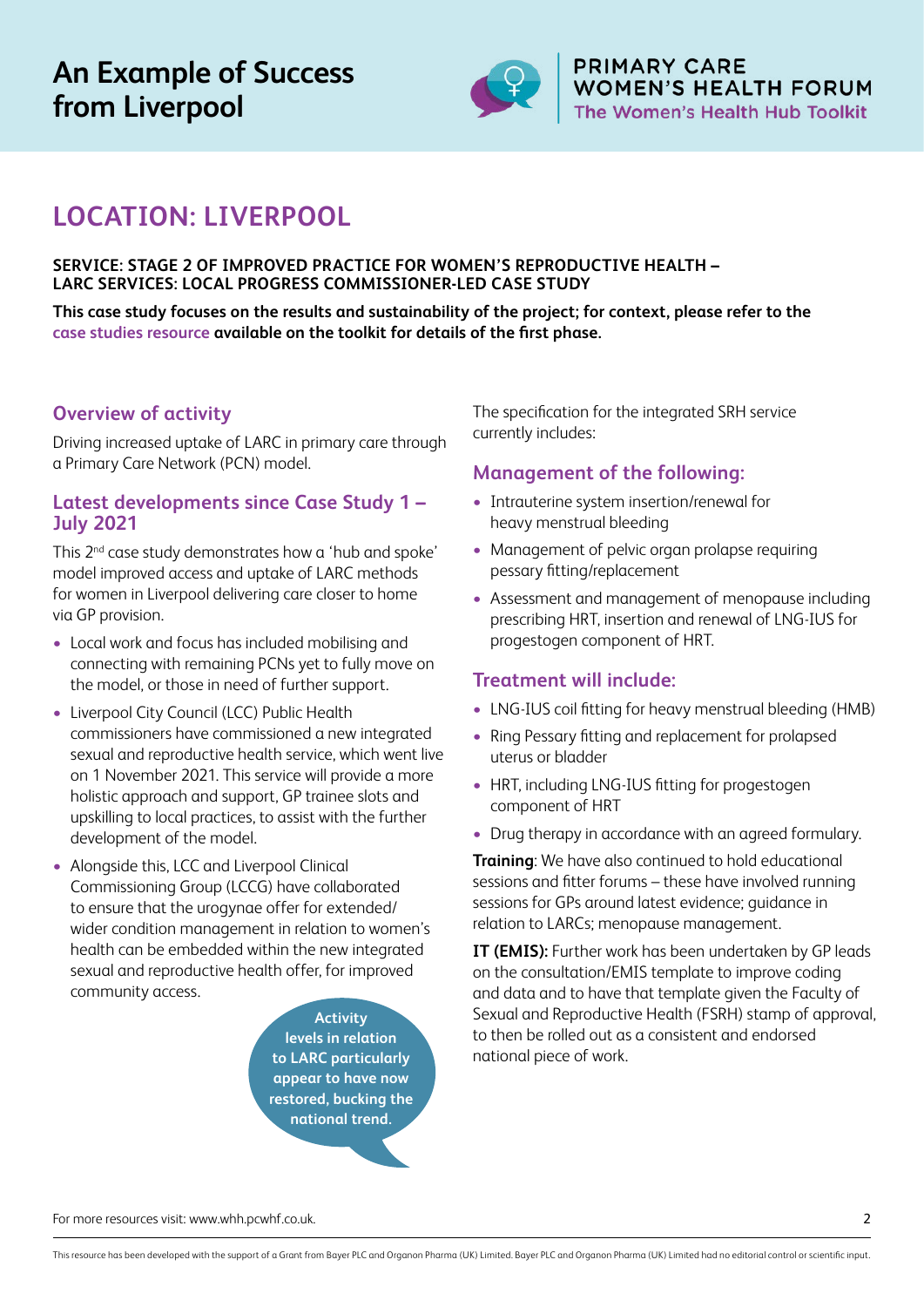# An Example of Success from Liverpool

PRIMARY CARE WOMEN'S HEALTH FORUM
The Women's Health Hub Toolkit

## LOCATION: LIVERPOOL

**SERVICE: STAGE 2 OF IMPROVED PRACTICE FOR WOMEN'S REPRODUCTIVE HEALTH – LARC SERVICES: LOCAL PROGRESS COMMISSIONER-LED CASE STUDY**

**This case study focuses on the results and sustainability of the project; for context, please refer to the case studies resource available on the toolkit for details of the first phase.**

### Overview of activity

Driving increased uptake of LARC in primary care through a Primary Care Network (PCN) model.

### Latest developments since Case Study 1 – July 2021

This 2nd case study demonstrates how a 'hub and spoke' model improved access and uptake of LARC methods for women in Liverpool delivering care closer to home via GP provision.

- Local work and focus has included mobilising and connecting with remaining PCNs yet to fully move on the model, or those in need of further support.
- Liverpool City Council (LCC) Public Health commissioners have commissioned a new integrated sexual and reproductive health service, which went live on 1 November 2021. This service will provide a more holistic approach and support, GP trainee slots and upskilling to local practices, to assist with the further development of the model.
- Alongside this, LCC and Liverpool Clinical Commissioning Group (LCCG) have collaborated to ensure that the urogynae offer for extended/wider condition management in relation to women's health can be embedded within the new integrated sexual and reproductive health offer, for improved community access.

**Activity levels in relation to LARC particularly appear to have now restored, bucking the national trend.**

The specification for the integrated SRH service currently includes:

### Management of the following:

- Intrauterine system insertion/renewal for heavy menstrual bleeding
- Management of pelvic organ prolapse requiring pessary fitting/replacement
- Assessment and management of menopause including prescribing HRT, insertion and renewal of LNG-IUS for progestogen component of HRT.

### Treatment will include:

- LNG-IUS coil fitting for heavy menstrual bleeding (HMB)
- Ring Pessary fitting and replacement for prolapsed uterus or bladder
- HRT, including LNG-IUS fitting for progestogen component of HRT
- Drug therapy in accordance with an agreed formulary.

**Training**: We have also continued to hold educational sessions and fitter forums – these have involved running sessions for GPs around latest evidence; guidance in relation to LARCs; menopause management.

**IT (EMIS):** Further work has been undertaken by GP leads on the consultation/EMIS template to improve coding and data and to have that template given the Faculty of Sexual and Reproductive Health (FSRH) stamp of approval, to then be rolled out as a consistent and endorsed national piece of work.

For more resources visit: www.whh.pcwhf.co.uk.

This resource has been developed with the support of a Grant from Bayer PLC and Organon Pharma (UK) Limited. Bayer PLC and Organon Pharma (UK) Limited had no editorial control or scientific input.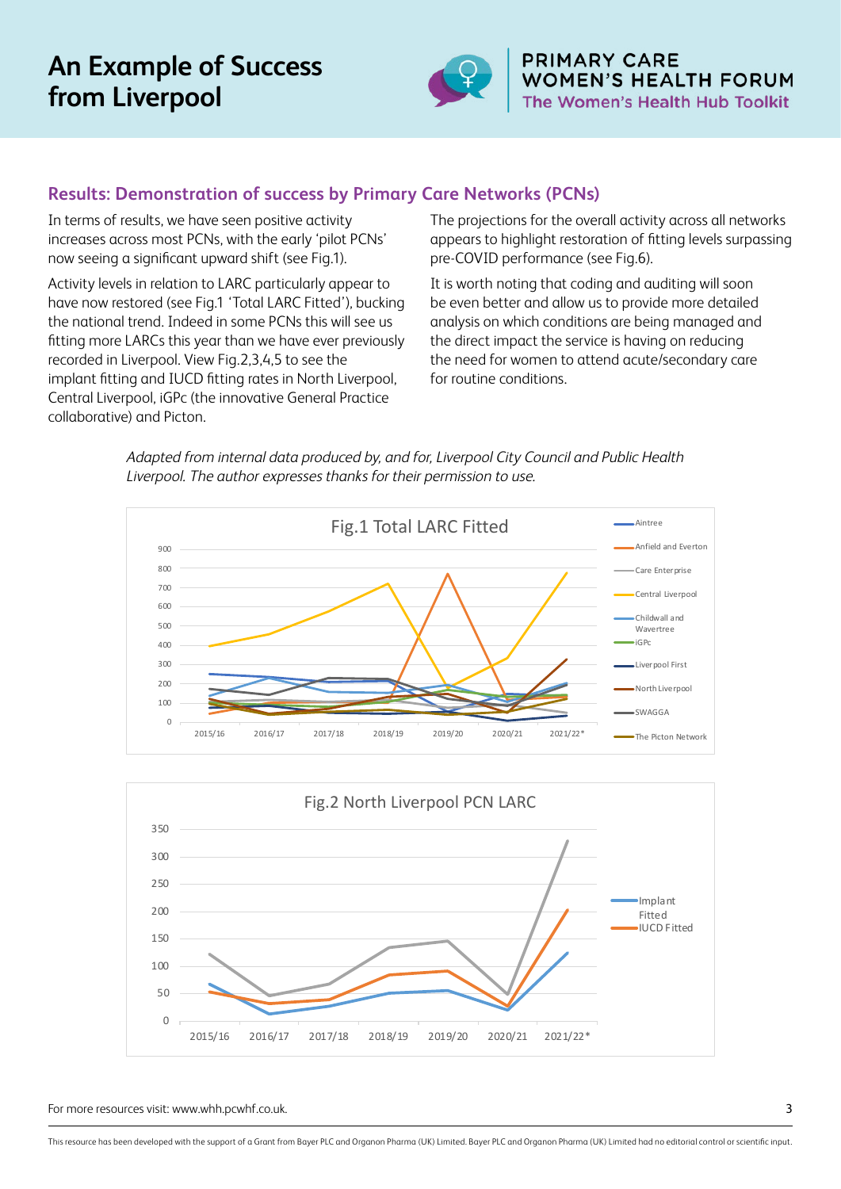# An Example of Success from Liverpool

## Results: Demonstration of success by Primary Care Networks (PCNs)

In terms of results, we have seen positive activity increases across most PCNs, with the early 'pilot PCNs' now seeing a significant upward shift (see Fig.1).

Activity levels in relation to LARC particularly appear to have now restored (see Fig.1 'Total LARC Fitted'), bucking the national trend. Indeed in some PCNs this will see us fitting more LARCs this year than we have ever previously recorded in Liverpool. View Fig.2,3,4,5 to see the implant fitting and IUCD fitting rates in North Liverpool, Central Liverpool, iGPc (the innovative General Practice collaborative) and Picton.

The projections for the overall activity across all networks appears to highlight restoration of fitting levels surpassing pre-COVID performance (see Fig.6).

It is worth noting that coding and auditing will soon be even better and allow us to provide more detailed analysis on which conditions are being managed and the direct impact the service is having on reducing the need for women to attend acute/secondary care for routine conditions.

*Adapted from internal data produced by, and for, Liverpool City Council and Public Health Liverpool. The author expresses thanks for their permission to use.*

Fig.1 Total LARC Fitted

Fig.2 North Liverpool PCN LARC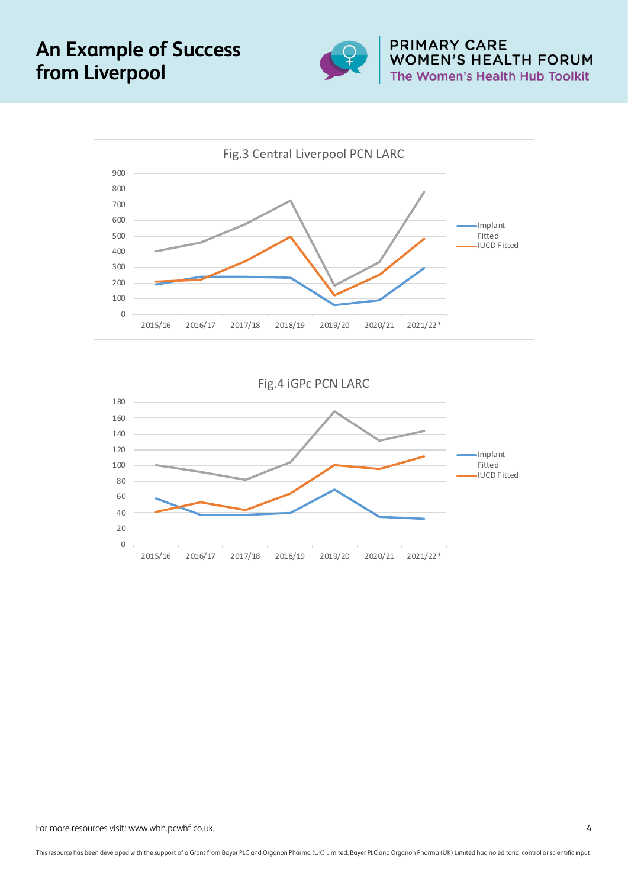# An Example of Success from Liverpool

Fig.3 Central Liverpool PCN LARC

Fig.4 iGPc PCN LARC

For more resources visit: www.whh.pcwhf.co.uk.

This resource has been developed with the support of a Grant from Bayer PLC and Organon Pharma (UK) Limited. Bayer PLC and Organon Pharma (UK) Limited had no editorial control or scientific input.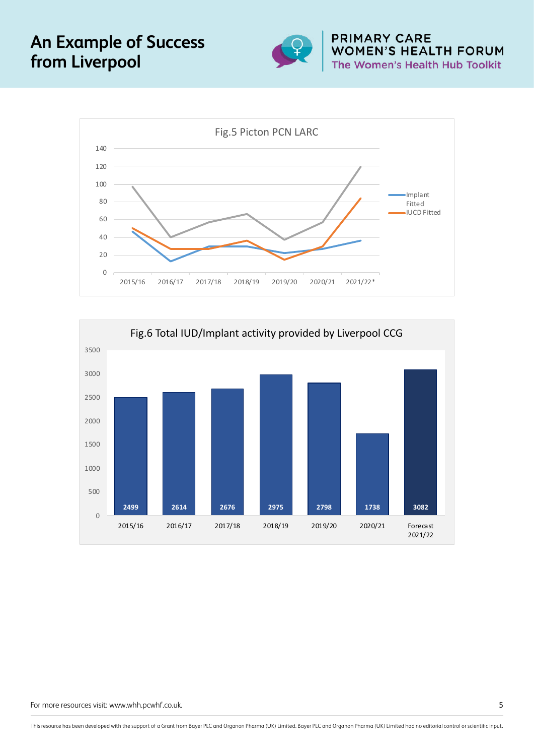# An Example of Success from Liverpool

**Fig.5 Picton PCN LARC**

| Year | Implant Fitted | IUCD Fitted |
|---|---|---|
| 2015/16 | | |
| 2016/17 | | |
| 2017/18 | | |
| 2018/19 | | |
| 2019/20 | | |
| 2020/21 | | |
| 2021/22* | | |

**Fig.6 Total IUD/Implant activity provided by Liverpool CCG**

| Year | Activity |
|---|---|
| 2015/16 | 2499 |
| 2016/17 | 2614 |
| 2017/18 | 2676 |
| 2018/19 | 2975 |
| 2019/20 | 2798 |
| 2020/21 | 1738 |
| Forecast 2021/22 | 3082 |

For more resources visit: www.whh.pcwhf.co.uk.

This resource has been developed with the support of a Grant from Bayer PLC and Organon Pharma (UK) Limited. Bayer PLC and Organon Pharma (UK) Limited had no editorial control or scientific input.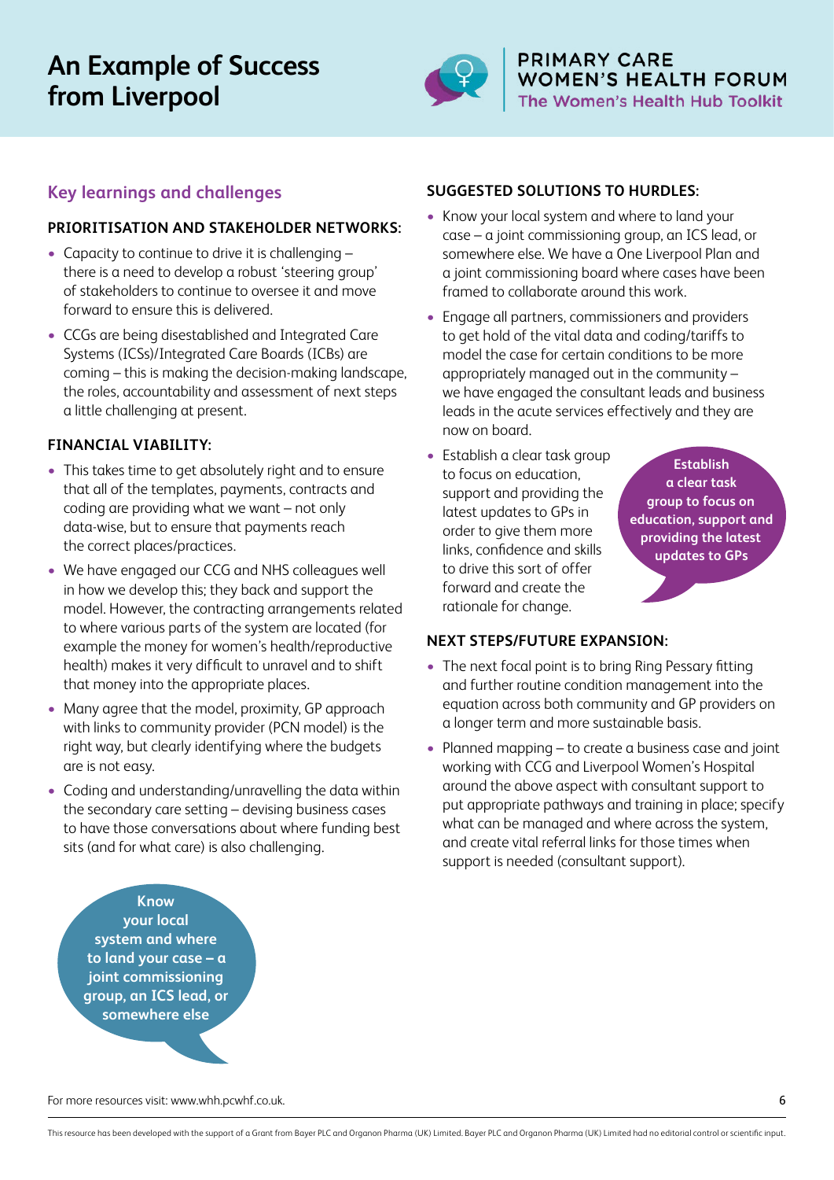# An Example of Success from Liverpool

PRIMARY CARE WOMEN'S HEALTH FORUM
The Women's Health Hub Toolkit

## Key learnings and challenges

### PRIORITISATION AND STAKEHOLDER NETWORKS:

- Capacity to continue to drive it is challenging – there is a need to develop a robust 'steering group' of stakeholders to continue to oversee it and move forward to ensure this is delivered.
- CCGs are being disestablished and Integrated Care Systems (ICSs)/Integrated Care Boards (ICBs) are coming – this is making the decision-making landscape, the roles, accountability and assessment of next steps a little challenging at present.

### FINANCIAL VIABILITY:

- This takes time to get absolutely right and to ensure that all of the templates, payments, contracts and coding are providing what we want – not only data-wise, but to ensure that payments reach the correct places/practices.
- We have engaged our CCG and NHS colleagues well in how we develop this; they back and support the model. However, the contracting arrangements related to where various parts of the system are located (for example the money for women's health/reproductive health) makes it very difficult to unravel and to shift that money into the appropriate places.
- Many agree that the model, proximity, GP approach with links to community provider (PCN model) is the right way, but clearly identifying where the budgets are is not easy.
- Coding and understanding/unravelling the data within the secondary care setting – devising business cases to have those conversations about where funding best sits (and for what care) is also challenging.

**Know your local system and where to land your case – a joint commissioning group, an ICS lead, or somewhere else**

### SUGGESTED SOLUTIONS TO HURDLES:

- Know your local system and where to land your case – a joint commissioning group, an ICS lead, or somewhere else. We have a One Liverpool Plan and a joint commissioning board where cases have been framed to collaborate around this work.
- Engage all partners, commissioners and providers to get hold of the vital data and coding/tariffs to model the case for certain conditions to be more appropriately managed out in the community – we have engaged the consultant leads and business leads in the acute services effectively and they are now on board.
- Establish a clear task group to focus on education, support and providing the latest updates to GPs in order to give them more links, confidence and skills to drive this sort of offer forward and create the rationale for change.

**Establish a clear task group to focus on education, support and providing the latest updates to GPs**

### NEXT STEPS/FUTURE EXPANSION:

- The next focal point is to bring Ring Pessary fitting and further routine condition management into the equation across both community and GP providers on a longer term and more sustainable basis.
- Planned mapping – to create a business case and joint working with CCG and Liverpool Women's Hospital around the above aspect with consultant support to put appropriate pathways and training in place; specify what can be managed and where across the system, and create vital referral links for those times when support is needed (consultant support).

For more resources visit: www.whh.pcwhf.co.uk.

This resource has been developed with the support of a Grant from Bayer PLC and Organon Pharma (UK) Limited. Bayer PLC and Organon Pharma (UK) Limited had no editorial control or scientific input.